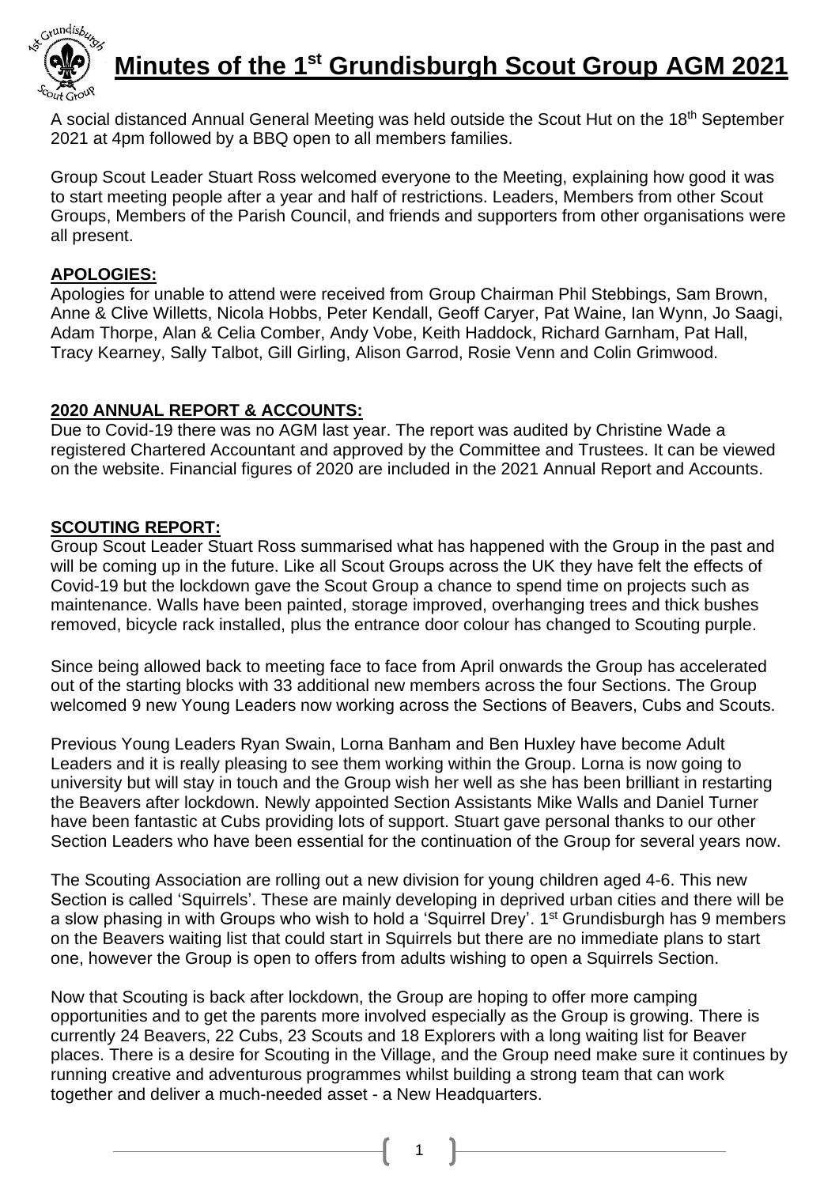# Minutes of the 1st Grundisburgh Scout Group AGM 2021

A social distanced Annual General Meeting was held outside the Scout Hut on the 18th September 2021 at 4pm followed by a BBQ open to all members families.

Group Scout Leader Stuart Ross welcomed everyone to the Meeting, explaining how good it was to start meeting people after a year and half of restrictions. Leaders, Members from other Scout Groups, Members of the Parish Council, and friends and supporters from other organisations were all present.

**APOLOGIES:**

Apologies for unable to attend were received from Group Chairman Phil Stebbings, Sam Brown, Anne & Clive Willetts, Nicola Hobbs, Peter Kendall, Geoff Caryer, Pat Waine, Ian Wynn, Jo Saagi, Adam Thorpe, Alan & Celia Comber, Andy Vobe, Keith Haddock, Richard Garnham, Pat Hall, Tracy Kearney, Sally Talbot, Gill Girling, Alison Garrod, Rosie Venn and Colin Grimwood.

**2020 ANNUAL REPORT & ACCOUNTS:**

Due to Covid-19 there was no AGM last year. The report was audited by Christine Wade a registered Chartered Accountant and approved by the Committee and Trustees. It can be viewed on the website. Financial figures of 2020 are included in the 2021 Annual Report and Accounts.

**SCOUTING REPORT:**

Group Scout Leader Stuart Ross summarised what has happened with the Group in the past and will be coming up in the future. Like all Scout Groups across the UK they have felt the effects of Covid-19 but the lockdown gave the Scout Group a chance to spend time on projects such as maintenance. Walls have been painted, storage improved, overhanging trees and thick bushes removed, bicycle rack installed, plus the entrance door colour has changed to Scouting purple.

Since being allowed back to meeting face to face from April onwards the Group has accelerated out of the starting blocks with 33 additional new members across the four Sections. The Group welcomed 9 new Young Leaders now working across the Sections of Beavers, Cubs and Scouts.

Previous Young Leaders Ryan Swain, Lorna Banham and Ben Huxley have become Adult Leaders and it is really pleasing to see them working within the Group. Lorna is now going to university but will stay in touch and the Group wish her well as she has been brilliant in restarting the Beavers after lockdown. Newly appointed Section Assistants Mike Walls and Daniel Turner have been fantastic at Cubs providing lots of support. Stuart gave personal thanks to our other Section Leaders who have been essential for the continuation of the Group for several years now.

The Scouting Association are rolling out a new division for young children aged 4-6. This new Section is called 'Squirrels'. These are mainly developing in deprived urban cities and there will be a slow phasing in with Groups who wish to hold a 'Squirrel Drey'. 1st Grundisburgh has 9 members on the Beavers waiting list that could start in Squirrels but there are no immediate plans to start one, however the Group is open to offers from adults wishing to open a Squirrels Section.

Now that Scouting is back after lockdown, the Group are hoping to offer more camping opportunities and to get the parents more involved especially as the Group is growing. There is currently 24 Beavers, 22 Cubs, 23 Scouts and 18 Explorers with a long waiting list for Beaver places. There is a desire for Scouting in the Village, and the Group need make sure it continues by running creative and adventurous programmes whilst building a strong team that can work together and deliver a much-needed asset - a New Headquarters.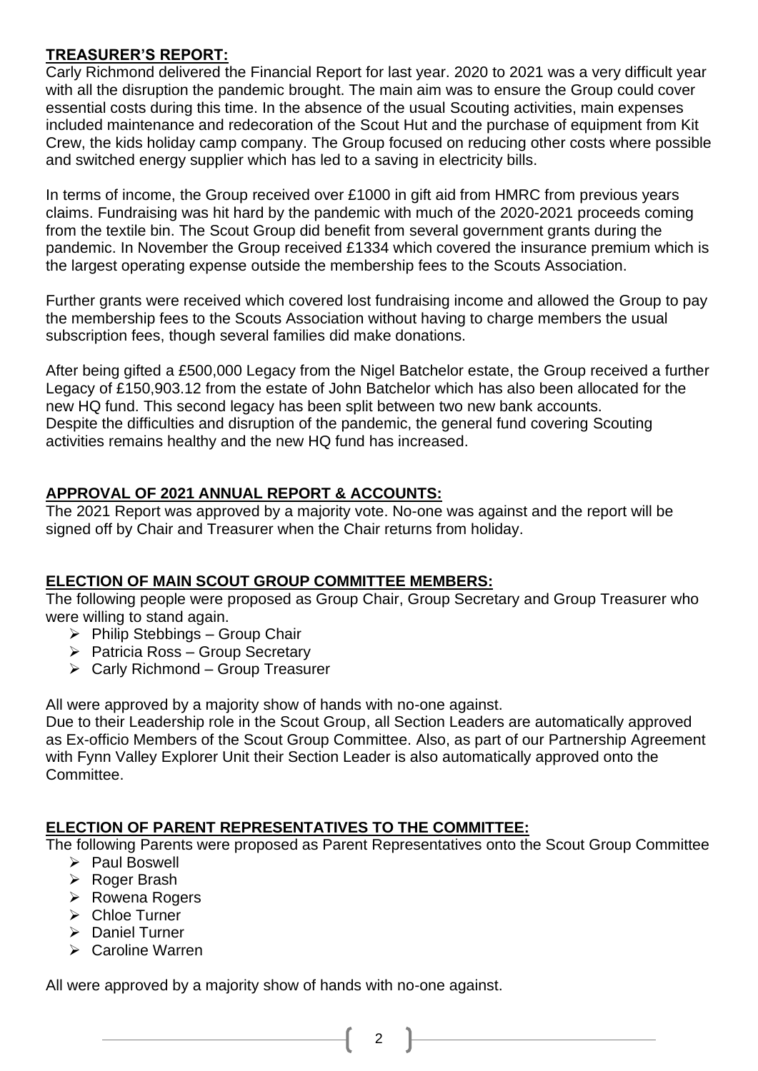## TREASURER'S REPORT:

Carly Richmond delivered the Financial Report for last year. 2020 to 2021 was a very difficult year with all the disruption the pandemic brought. The main aim was to ensure the Group could cover essential costs during this time. In the absence of the usual Scouting activities, main expenses included maintenance and redecoration of the Scout Hut and the purchase of equipment from Kit Crew, the kids holiday camp company. The Group focused on reducing other costs where possible and switched energy supplier which has led to a saving in electricity bills.

In terms of income, the Group received over £1000 in gift aid from HMRC from previous years claims. Fundraising was hit hard by the pandemic with much of the 2020-2021 proceeds coming from the textile bin. The Scout Group did benefit from several government grants during the pandemic. In November the Group received £1334 which covered the insurance premium which is the largest operating expense outside the membership fees to the Scouts Association.

Further grants were received which covered lost fundraising income and allowed the Group to pay the membership fees to the Scouts Association without having to charge members the usual subscription fees, though several families did make donations.

After being gifted a £500,000 Legacy from the Nigel Batchelor estate, the Group received a further Legacy of £150,903.12 from the estate of John Batchelor which has also been allocated for the new HQ fund. This second legacy has been split between two new bank accounts.
Despite the difficulties and disruption of the pandemic, the general fund covering Scouting activities remains healthy and the new HQ fund has increased.

## APPROVAL OF 2021 ANNUAL REPORT & ACCOUNTS:

The 2021 Report was approved by a majority vote. No-one was against and the report will be signed off by Chair and Treasurer when the Chair returns from holiday.

## ELECTION OF MAIN SCOUT GROUP COMMITTEE MEMBERS:

The following people were proposed as Group Chair, Group Secretary and Group Treasurer who were willing to stand again.

- Philip Stebbings – Group Chair
- Patricia Ross – Group Secretary
- Carly Richmond – Group Treasurer

All were approved by a majority show of hands with no-one against.
Due to their Leadership role in the Scout Group, all Section Leaders are automatically approved as Ex-officio Members of the Scout Group Committee. Also, as part of our Partnership Agreement with Fynn Valley Explorer Unit their Section Leader is also automatically approved onto the Committee.

## ELECTION OF PARENT REPRESENTATIVES TO THE COMMITTEE:

The following Parents were proposed as Parent Representatives onto the Scout Group Committee

- Paul Boswell
- Roger Brash
- Rowena Rogers
- Chloe Turner
- Daniel Turner
- Caroline Warren

All were approved by a majority show of hands with no-one against.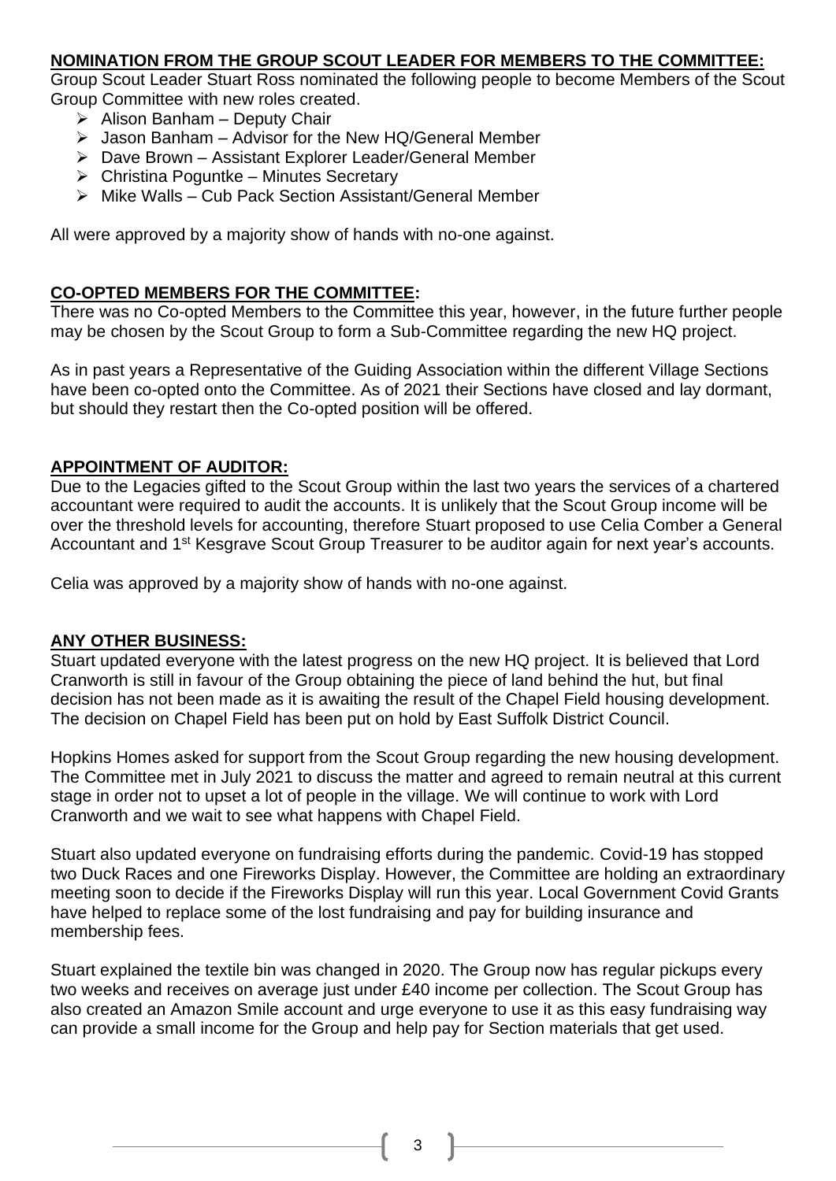## **NOMINATION FROM THE GROUP SCOUT LEADER FOR MEMBERS TO THE COMMITTEE:**

Group Scout Leader Stuart Ross nominated the following people to become Members of the Scout Group Committee with new roles created.

- Alison Banham – Deputy Chair
- Jason Banham – Advisor for the New HQ/General Member
- Dave Brown – Assistant Explorer Leader/General Member
- Christina Poguntke – Minutes Secretary
- Mike Walls – Cub Pack Section Assistant/General Member

All were approved by a majority show of hands with no-one against.

## **CO-OPTED MEMBERS FOR THE COMMITTEE:**

There was no Co-opted Members to the Committee this year, however, in the future further people may be chosen by the Scout Group to form a Sub-Committee regarding the new HQ project.

As in past years a Representative of the Guiding Association within the different Village Sections have been co-opted onto the Committee. As of 2021 their Sections have closed and lay dormant, but should they restart then the Co-opted position will be offered.

## **APPOINTMENT OF AUDITOR:**

Due to the Legacies gifted to the Scout Group within the last two years the services of a chartered accountant were required to audit the accounts. It is unlikely that the Scout Group income will be over the threshold levels for accounting, therefore Stuart proposed to use Celia Comber a General Accountant and 1st Kesgrave Scout Group Treasurer to be auditor again for next year's accounts.

Celia was approved by a majority show of hands with no-one against.

## **ANY OTHER BUSINESS:**

Stuart updated everyone with the latest progress on the new HQ project. It is believed that Lord Cranworth is still in favour of the Group obtaining the piece of land behind the hut, but final decision has not been made as it is awaiting the result of the Chapel Field housing development. The decision on Chapel Field has been put on hold by East Suffolk District Council.

Hopkins Homes asked for support from the Scout Group regarding the new housing development. The Committee met in July 2021 to discuss the matter and agreed to remain neutral at this current stage in order not to upset a lot of people in the village. We will continue to work with Lord Cranworth and we wait to see what happens with Chapel Field.

Stuart also updated everyone on fundraising efforts during the pandemic. Covid-19 has stopped two Duck Races and one Fireworks Display. However, the Committee are holding an extraordinary meeting soon to decide if the Fireworks Display will run this year. Local Government Covid Grants have helped to replace some of the lost fundraising and pay for building insurance and membership fees.

Stuart explained the textile bin was changed in 2020. The Group now has regular pickups every two weeks and receives on average just under £40 income per collection. The Scout Group has also created an Amazon Smile account and urge everyone to use it as this easy fundraising way can provide a small income for the Group and help pay for Section materials that get used.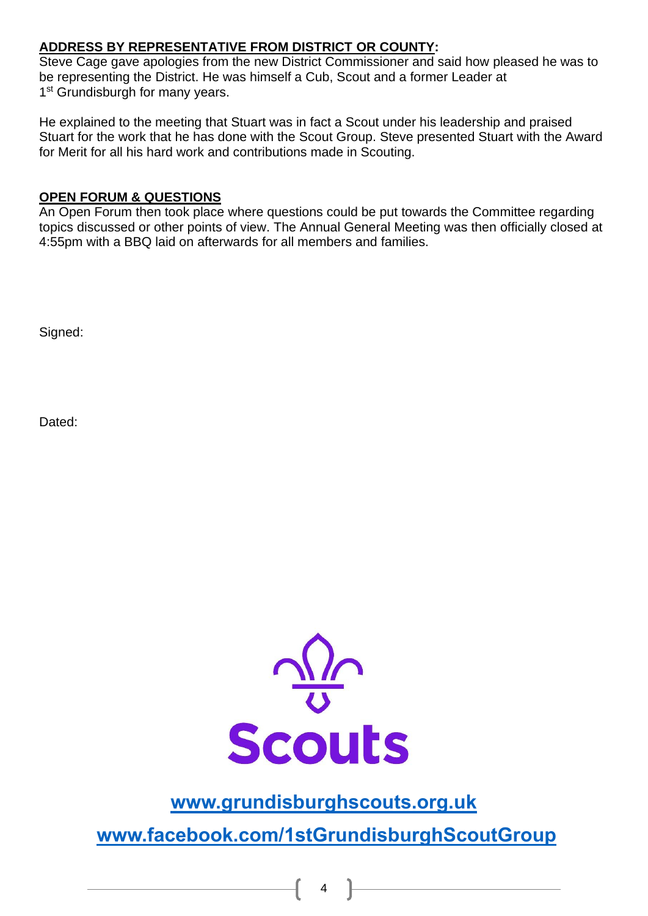**ADDRESS BY REPRESENTATIVE FROM DISTRICT OR COUNTY:**

Steve Cage gave apologies from the new District Commissioner and said how pleased he was to be representing the District. He was himself a Cub, Scout and a former Leader at 1st Grundisburgh for many years.

He explained to the meeting that Stuart was in fact a Scout under his leadership and praised Stuart for the work that he has done with the Scout Group. Steve presented Stuart with the Award for Merit for all his hard work and contributions made in Scouting.

**OPEN FORUM & QUESTIONS**

An Open Forum then took place where questions could be put towards the Committee regarding topics discussed or other points of view. The Annual General Meeting was then officially closed at 4:55pm with a BBQ laid on afterwards for all members and families.

Signed:

Dated:

Scouts

**www.grundisburghscouts.org.uk**

**www.facebook.com/1stGrundisburghScoutGroup**